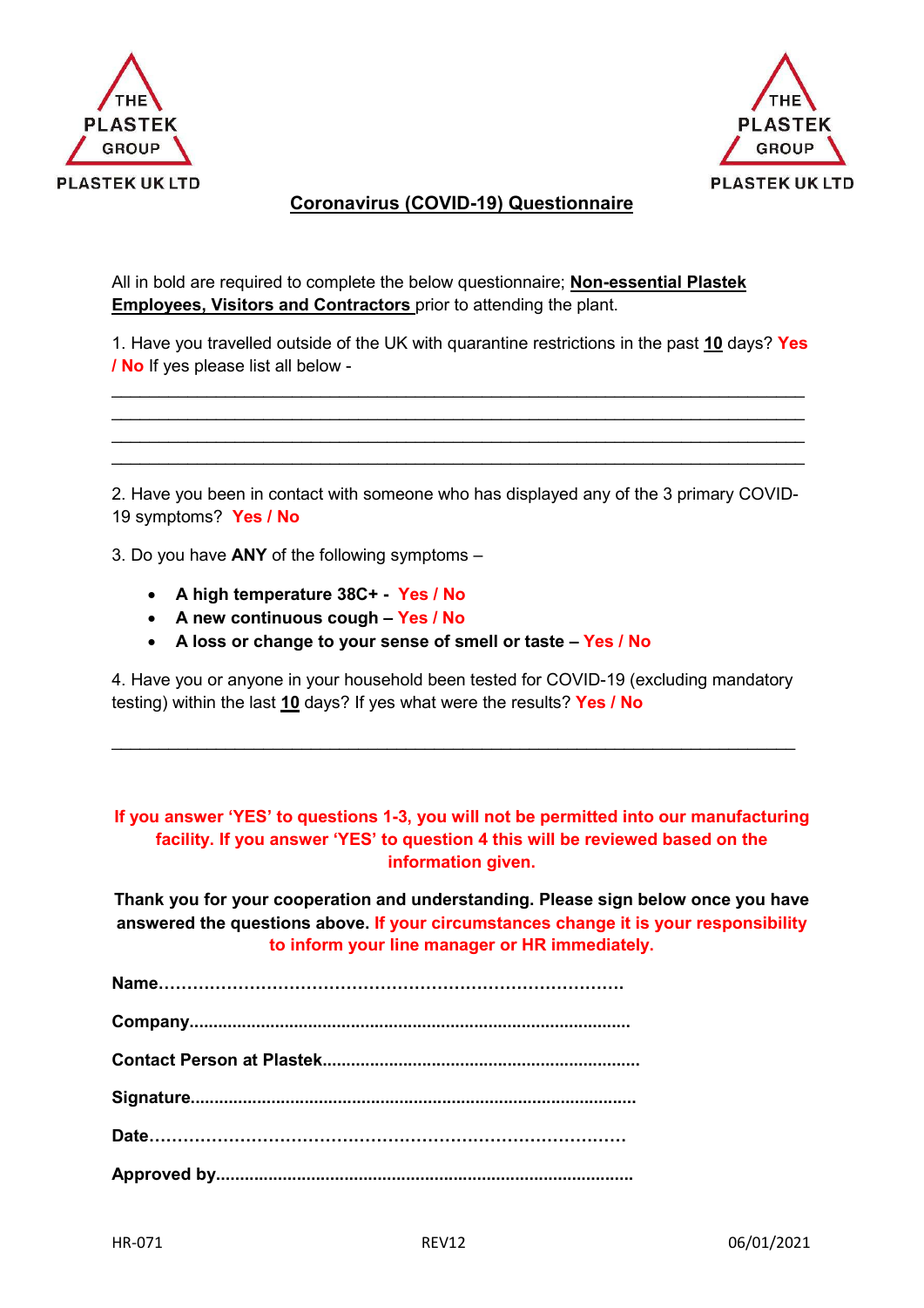THE PLASTEK GROUP
PLASTEK UK LTD

THE PLASTEK GROUP
PLASTEK UK LTD

# Coronavirus (COVID-19) Questionnaire

All in bold are required to complete the below questionnaire; **Non-essential Plastek Employees, Visitors and Contractors** prior to attending the plant.

1. Have you travelled outside of the UK with quarantine restrictions in the past **10** days? **Yes / No** If yes please list all below -

\_\_\_\_\_\_\_\_\_\_\_\_\_\_\_\_\_\_\_\_\_\_\_\_\_\_\_\_\_\_\_\_\_\_\_\_\_\_\_\_\_\_\_\_\_\_\_\_\_\_\_\_\_\_\_\_\_\_\_\_\_\_\_\_\_\_\_\_\_\_\_\_\_\_\_\_\_\_

\_\_\_\_\_\_\_\_\_\_\_\_\_\_\_\_\_\_\_\_\_\_\_\_\_\_\_\_\_\_\_\_\_\_\_\_\_\_\_\_\_\_\_\_\_\_\_\_\_\_\_\_\_\_\_\_\_\_\_\_\_\_\_\_\_\_\_\_\_\_\_\_\_\_\_\_\_\_

\_\_\_\_\_\_\_\_\_\_\_\_\_\_\_\_\_\_\_\_\_\_\_\_\_\_\_\_\_\_\_\_\_\_\_\_\_\_\_\_\_\_\_\_\_\_\_\_\_\_\_\_\_\_\_\_\_\_\_\_\_\_\_\_\_\_\_\_\_\_\_\_\_\_\_\_\_\_

\_\_\_\_\_\_\_\_\_\_\_\_\_\_\_\_\_\_\_\_\_\_\_\_\_\_\_\_\_\_\_\_\_\_\_\_\_\_\_\_\_\_\_\_\_\_\_\_\_\_\_\_\_\_\_\_\_\_\_\_\_\_\_\_\_\_\_\_\_\_\_\_\_\_\_\_\_\_

2. Have you been in contact with someone who has displayed any of the 3 primary COVID-19 symptoms? **Yes / No**

3. Do you have **ANY** of the following symptoms –

- **A high temperature 38C+ - Yes / No**
- **A new continuous cough – Yes / No**
- **A loss or change to your sense of smell or taste – Yes / No**

4. Have you or anyone in your household been tested for COVID-19 (excluding mandatory testing) within the last **10** days? If yes what were the results? **Yes / No**

\_\_\_\_\_\_\_\_\_\_\_\_\_\_\_\_\_\_\_\_\_\_\_\_\_\_\_\_\_\_\_\_\_\_\_\_\_\_\_\_\_\_\_\_\_\_\_\_\_\_\_\_\_\_\_\_\_\_\_\_\_\_\_\_\_\_\_\_\_\_\_\_\_\_\_\_\_\_

**If you answer 'YES' to questions 1-3, you will not be permitted into our manufacturing facility. If you answer 'YES' to question 4 this will be reviewed based on the information given.**

**Thank you for your cooperation and understanding. Please sign below once you have answered the questions above. If your circumstances change it is your responsibility to inform your line manager or HR immediately.**

**Name**……………………………………………………………………….

**Company**...........................................................................................

**Contact Person at Plastek**..................................................................

**Signature**............................................................................................

**Date**……………………………………………………………………….

**Approved by**......................................................................................

HR-071 REV12 06/01/2021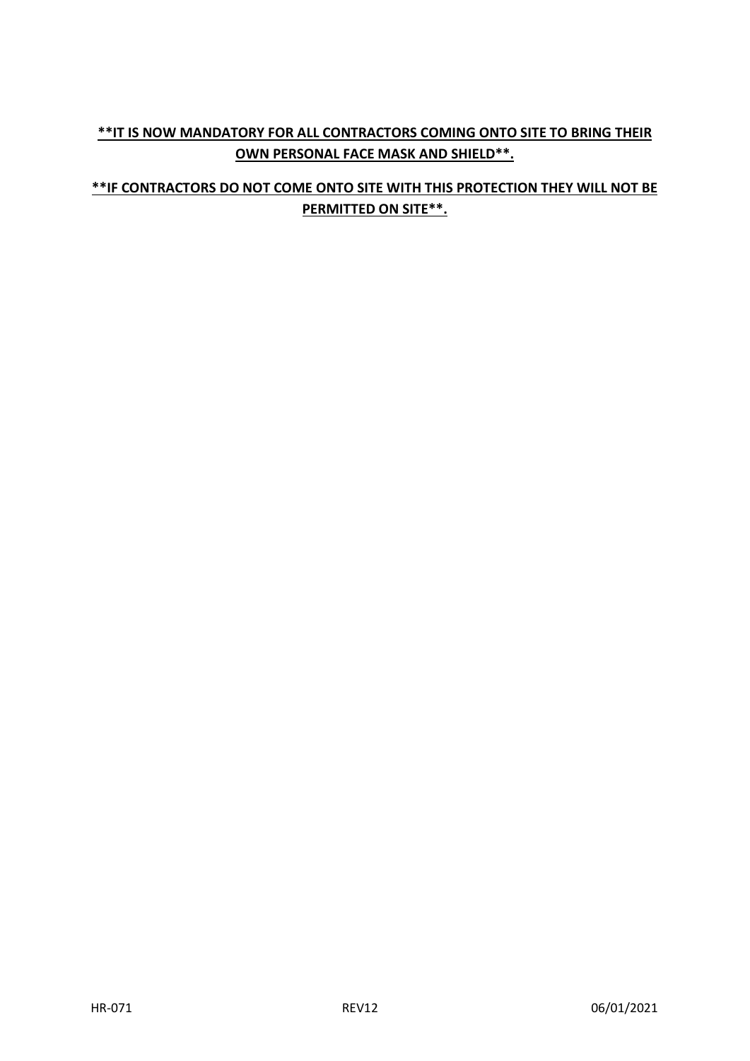**IT IS NOW MANDATORY FOR ALL CONTRACTORS COMING ONTO SITE TO BRING THEIR OWN PERSONAL FACE MASK AND SHIELD**.

**IF CONTRACTORS DO NOT COME ONTO SITE WITH THIS PROTECTION THEY WILL NOT BE PERMITTED ON SITE**.